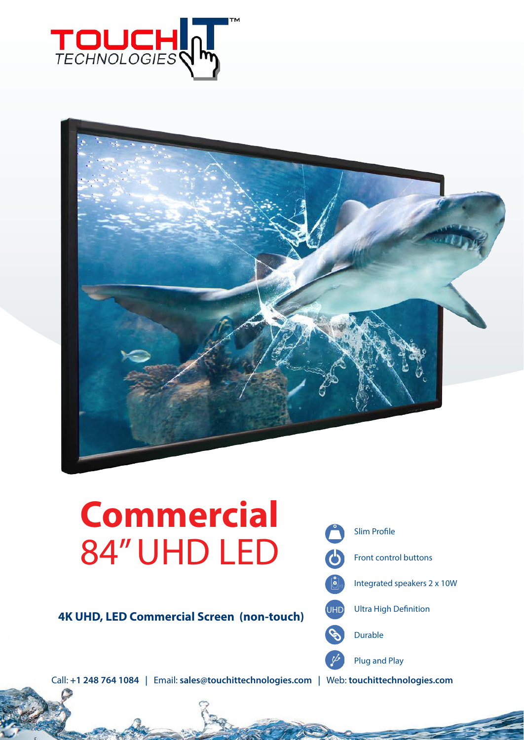# Commercial

## 84" UHD LED

**4K UHD, LED Commercial Screen (non-touch)**

- Slim Profile
- Front control buttons
- Integrated speakers 2 x 10W
- Ultra High Definition
- Durable
- Plug and Play

Call: **+1 248 764 1084** | Email: **sales@touchittechnologies.com** | Web: **touchittechnologies.com**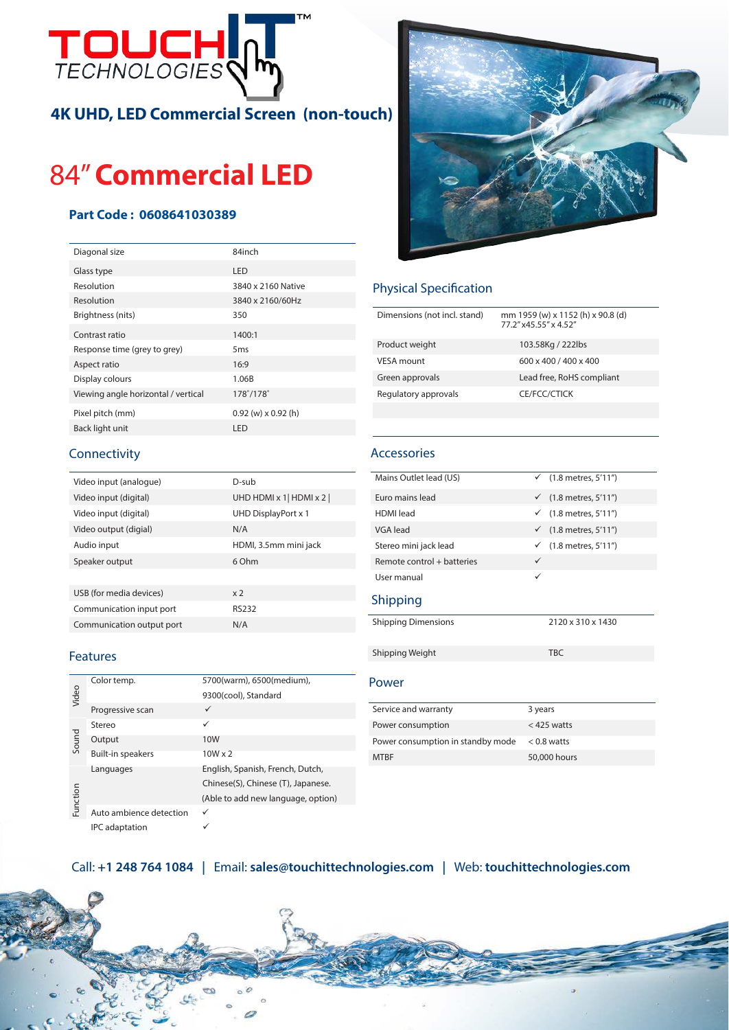# TOUCHIT TECHNOLOGIES

## 4K UHD, LED Commercial Screen (non-touch)

# 84" Commercial LED

### Part Code : 0608641030389

| | |
|---|---|
| Diagonal size | 84inch |
| Glass type | LED |
| Resolution | 3840 x 2160 Native |
| Resolution | 3840 x 2160/60Hz |
| Brightness (nits) | 350 |
| Contrast ratio | 1400:1 |
| Response time (grey to grey) | 5ms |
| Aspect ratio | 16:9 |
| Display colours | 1.06B |
| Viewing angle horizontal / vertical | 178˚/178˚ |
| Pixel pitch (mm) | 0.92 (w) x 0.92 (h) |
| Back light unit | LED |

## Connectivity

| | |
|---|---|
| Video input (analogue) | D-sub |
| Video input (digital) | UHD HDMI x 1\| HDMI x 2 \| |
| Video input (digital) | UHD DisplayPort x 1 |
| Video output (digial) | N/A |
| Audio input | HDMI, 3.5mm mini jack |
| Speaker output | 6 Ohm |
| | |
| USB (for media devices) | x 2 |
| Communication input port | RS232 |
| Communication output port | N/A |

## Features

| | | |
|---|---|---|
| Video | Color temp. | 5700(warm), 6500(medium), 9300(cool), Standard |
| | Progressive scan | ✓ |
| Sound | Stereo | ✓ |
| | Output | 10W |
| | Built-in speakers | 10W x 2 |
| Function | Languages | English, Spanish, French, Dutch, Chinese(S), Chinese (T), Japanese. (Able to add new language, option) |
| | Auto ambience detection | ✓ |
| | IPC adaptation | ✓ |

## Physical Specification

| | |
|---|---|
| Dimensions (not incl. stand) | mm 1959 (w) x 1152 (h) x 90.8 (d) 77.2" x45.55" x 4.52" |
| Product weight | 103.58Kg / 222lbs |
| VESA mount | 600 x 400 / 400 x 400 |
| Green approvals | Lead free, RoHS compliant |
| Regulatory approvals | CE/FCC/CTICK |

## Accessories

| | |
|---|---|
| Mains Outlet lead (US) | ✓ (1.8 metres, 5'11") |
| Euro mains lead | ✓ (1.8 metres, 5'11") |
| HDMI lead | ✓ (1.8 metres, 5'11") |
| VGA lead | ✓ (1.8 metres, 5'11") |
| Stereo mini jack lead | ✓ (1.8 metres, 5'11") |
| Remote control + batteries | ✓ |
| User manual | ✓ |

## Shipping

| | |
|---|---|
| Shipping Dimensions | 2120 x 310 x 1430 |
| Shipping Weight | TBC |

## Power

| | |
|---|---|
| Service and warranty | 3 years |
| Power consumption | < 425 watts |
| Power consumption in standby mode | < 0.8 watts |
| MTBF | 50,000 hours |

Call: **+1 248 764 1084** | Email: **sales@touchittechnologies.com** | Web: **touchittechnologies.com**